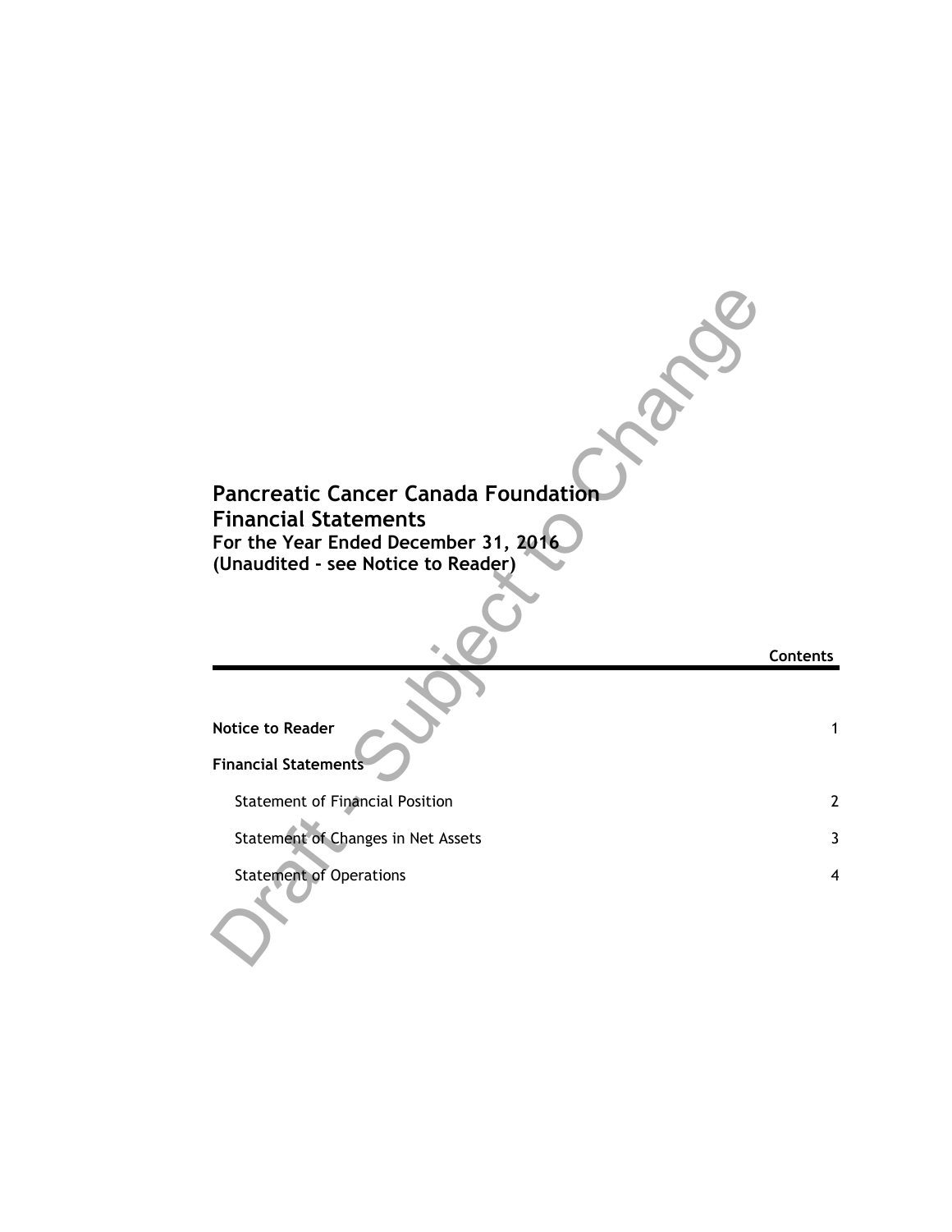# Pancreatic Cancer Canada Foundation
## Financial Statements
**For the Year Ended December 31, 2016**
**(Unaudited - see Notice to Reader)**

Draft - Subject to Change

| | **Contents** |
|---|---|
| **Notice to Reader** | 1 |
| **Financial Statements** | |
| Statement of Financial Position | 2 |
| Statement of Changes in Net Assets | 3 |
| Statement of Operations | 4 |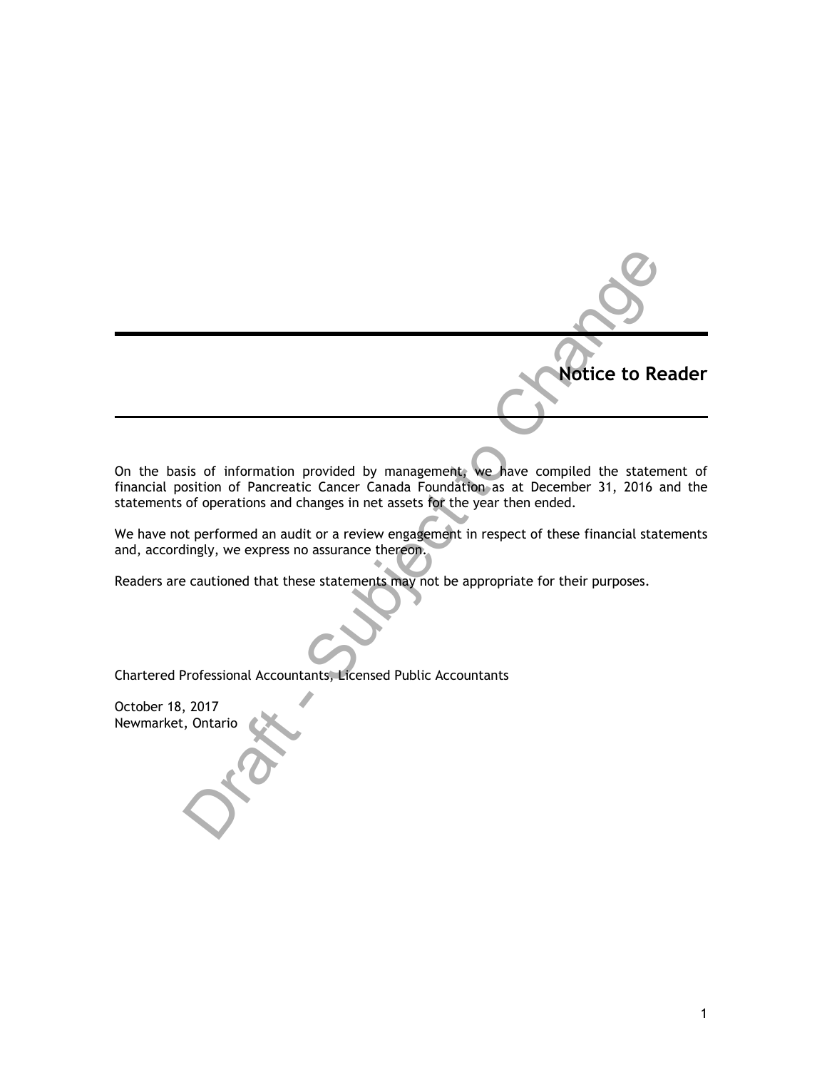## Notice to Reader

On the basis of information provided by management, we have compiled the statement of financial position of Pancreatic Cancer Canada Foundation as at December 31, 2016 and the statements of operations and changes in net assets for the year then ended.

We have not performed an audit or a review engagement in respect of these financial statements and, accordingly, we express no assurance thereon.

Readers are cautioned that these statements may not be appropriate for their purposes.

Chartered Professional Accountants, Licensed Public Accountants

October 18, 2017
Newmarket, Ontario

Draft - Subject to Change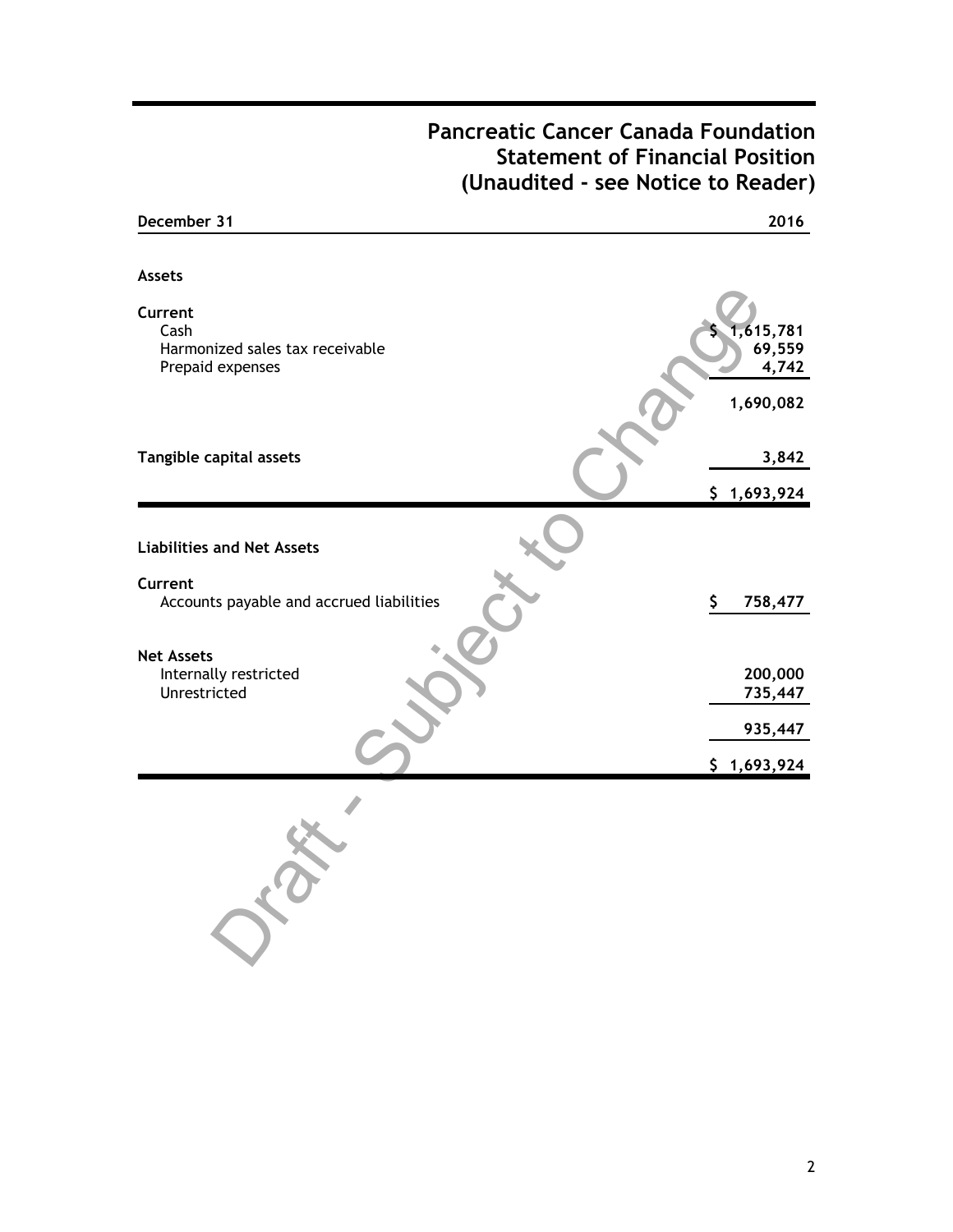# Pancreatic Cancer Canada Foundation
## Statement of Financial Position
## (Unaudited - see Notice to Reader)

Draft - Subject to Change

| December 31 | 2016 |
|---|---|
| **Assets** | |
| **Current** | |
| Cash | $ 1,615,781 |
| Harmonized sales tax receivable | 69,559 |
| Prepaid expenses | 4,742 |
| | 1,690,082 |
| **Tangible capital assets** | 3,842 |
| | $ 1,693,924 |
| **Liabilities and Net Assets** | |
| **Current** | |
| Accounts payable and accrued liabilities | $ 758,477 |
| **Net Assets** | |
| Internally restricted | 200,000 |
| Unrestricted | 735,447 |
| | 935,447 |
| | $ 1,693,924 |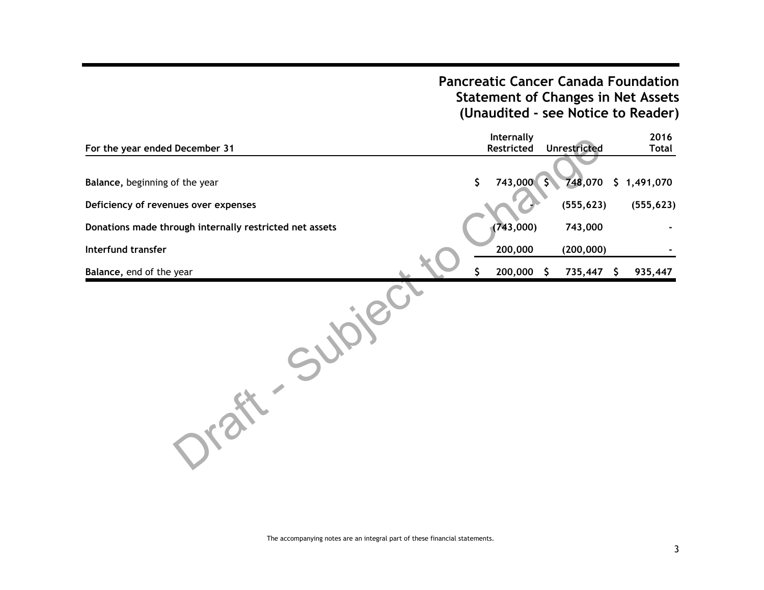# Pancreatic Cancer Canada Foundation
## Statement of Changes in Net Assets
## (Unaudited - see Notice to Reader)

| For the year ended December 31 | Internally Restricted | Unrestricted | 2016 Total |
|---|---|---|---|
| **Balance,** beginning of the year | $ 743,000 | $ 748,070 | $ 1,491,070 |
| **Deficiency of revenues over expenses** | - | (555,623) | (555,623) |
| **Donations made through internally restricted net assets** | (743,000) | 743,000 | - |
| **Interfund transfer** | 200,000 | (200,000) | - |
| **Balance,** end of the year | $ 200,000 | $ 735,447 | $ 935,447 |

Draft - Subject to Change

The accompanying notes are an integral part of these financial statements.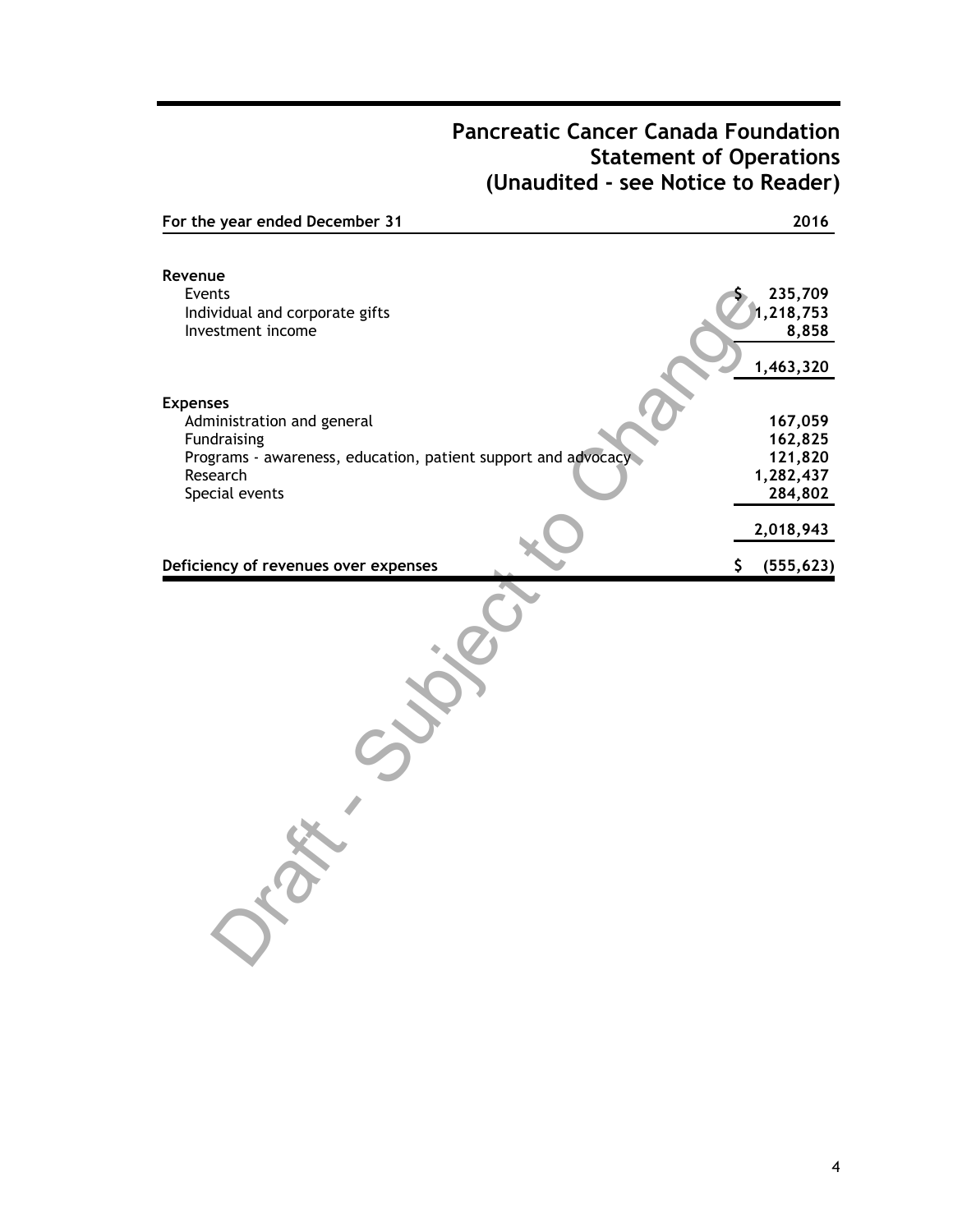# Pancreatic Cancer Canada Foundation
## Statement of Operations
## (Unaudited - see Notice to Reader)

| For the year ended December 31 | 2016 |
|---|---|
| **Revenue** | |
| Events | $ 235,709 |
| Individual and corporate gifts | 1,218,753 |
| Investment income | 8,858 |
| | 1,463,320 |
| **Expenses** | |
| Administration and general | 167,059 |
| Fundraising | 162,825 |
| Programs - awareness, education, patient support and advocacy | 121,820 |
| Research | 1,282,437 |
| Special events | 284,802 |
| | 2,018,943 |
| **Deficiency of revenues over expenses** | $ (555,623) |

Draft - Subject to Change